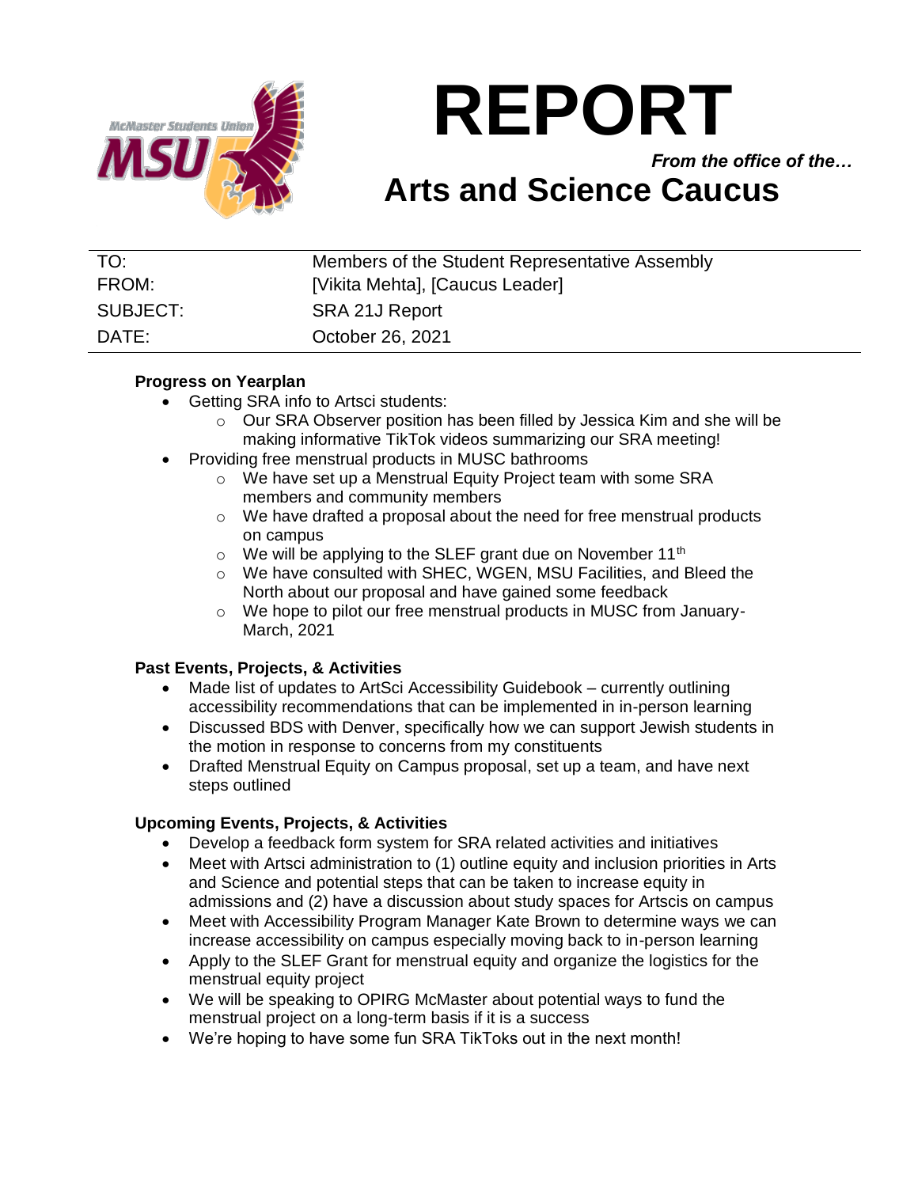# REPORT

*From the office of the…*

## Arts and Science Caucus

| | |
|---|---|
| TO: | Members of the Student Representative Assembly |
| FROM: | [Vikita Mehta], [Caucus Leader] |
| SUBJECT: | SRA 21J Report |
| DATE: | October 26, 2021 |

**Progress on Yearplan**

- Getting SRA info to Artsci students:
  - Our SRA Observer position has been filled by Jessica Kim and she will be making informative TikTok videos summarizing our SRA meeting!
- Providing free menstrual products in MUSC bathrooms
  - We have set up a Menstrual Equity Project team with some SRA members and community members
  - We have drafted a proposal about the need for free menstrual products on campus
  - We will be applying to the SLEF grant due on November 11th
  - We have consulted with SHEC, WGEN, MSU Facilities, and Bleed the North about our proposal and have gained some feedback
  - We hope to pilot our free menstrual products in MUSC from January-March, 2021

**Past Events, Projects, & Activities**

- Made list of updates to ArtSci Accessibility Guidebook – currently outlining accessibility recommendations that can be implemented in in-person learning
- Discussed BDS with Denver, specifically how we can support Jewish students in the motion in response to concerns from my constituents
- Drafted Menstrual Equity on Campus proposal, set up a team, and have next steps outlined

**Upcoming Events, Projects, & Activities**

- Develop a feedback form system for SRA related activities and initiatives
- Meet with Artsci administration to (1) outline equity and inclusion priorities in Arts and Science and potential steps that can be taken to increase equity in admissions and (2) have a discussion about study spaces for Artscis on campus
- Meet with Accessibility Program Manager Kate Brown to determine ways we can increase accessibility on campus especially moving back to in-person learning
- Apply to the SLEF Grant for menstrual equity and organize the logistics for the menstrual equity project
- We will be speaking to OPIRG McMaster about potential ways to fund the menstrual project on a long-term basis if it is a success
- We're hoping to have some fun SRA TikToks out in the next month!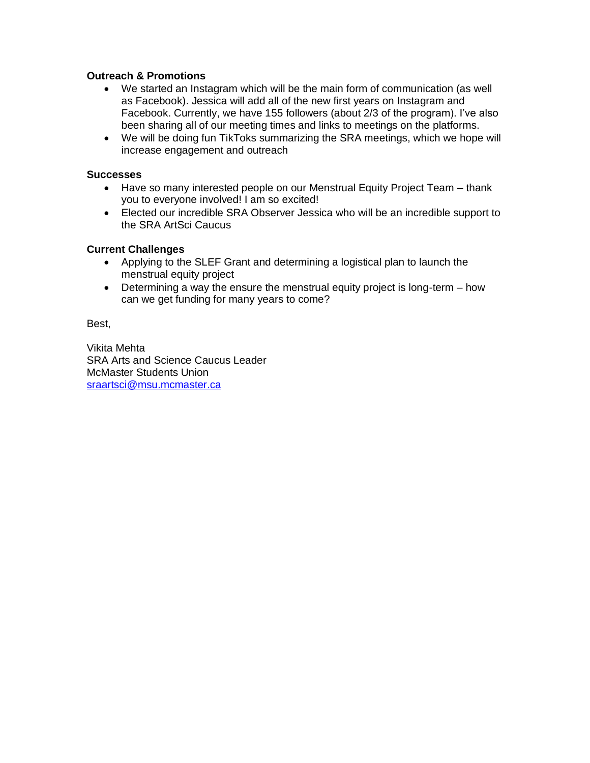**Outreach & Promotions**

- We started an Instagram which will be the main form of communication (as well as Facebook). Jessica will add all of the new first years on Instagram and Facebook. Currently, we have 155 followers (about 2/3 of the program). I've also been sharing all of our meeting times and links to meetings on the platforms.
- We will be doing fun TikToks summarizing the SRA meetings, which we hope will increase engagement and outreach

**Successes**

- Have so many interested people on our Menstrual Equity Project Team – thank you to everyone involved! I am so excited!
- Elected our incredible SRA Observer Jessica who will be an incredible support to the SRA ArtSci Caucus

**Current Challenges**

- Applying to the SLEF Grant and determining a logistical plan to launch the menstrual equity project
- Determining a way the ensure the menstrual equity project is long-term – how can we get funding for many years to come?

Best,

Vikita Mehta
SRA Arts and Science Caucus Leader
McMaster Students Union
sraartsci@msu.mcmaster.ca